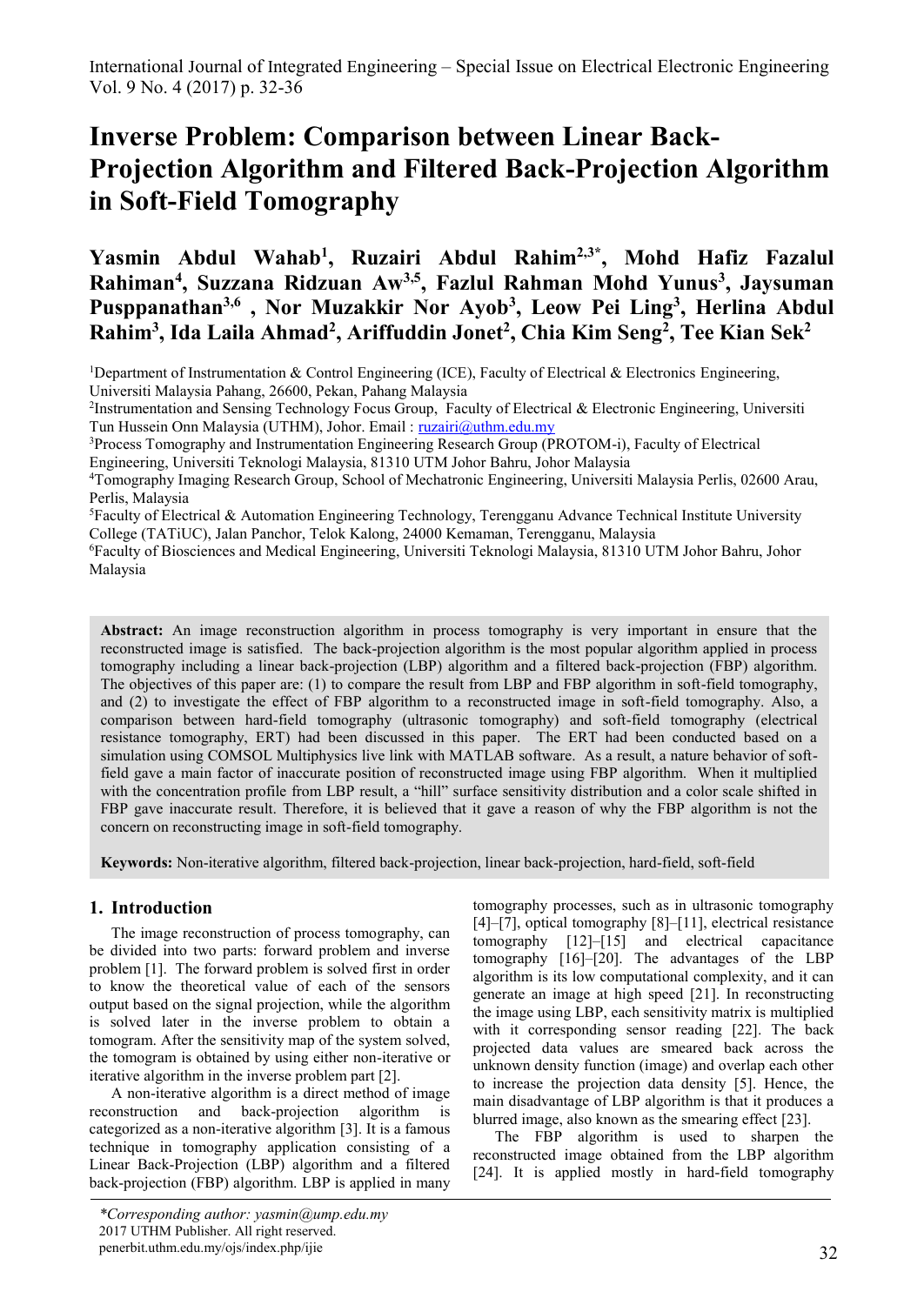# Inverse Problem: Comparison between Linear Back-Projection Algorithm and Filtered Back-Projection Algorithm in Soft-Field Tomography

**Yasmin Abdul Wahab[1], Ruzairi Abdul Rahim[2,3*], Mohd Hafiz Fazalul Rahiman[4], Suzzana Ridzuan Aw[3,5], Fazlul Rahman Mohd Yunus[3], Jaysuman Pusppanathan[3,6], Nor Muzakkir Nor Ayob[3], Leow Pei Ling[3], Herlina Abdul Rahim[3], Ida Laila Ahmad[2], Ariffuddin Jonet[2], Chia Kim Seng[2], Tee Kian Sek[2]**

[1]Department of Instrumentation & Control Engineering (ICE), Faculty of Electrical & Electronics Engineering, Universiti Malaysia Pahang, 26600, Pekan, Pahang Malaysia

[2]Instrumentation and Sensing Technology Focus Group, Faculty of Electrical & Electronic Engineering, Universiti Tun Hussein Onn Malaysia (UTHM), Johor. Email : ruzairi@uthm.edu.my

[3]Process Tomography and Instrumentation Engineering Research Group (PROTOM-i), Faculty of Electrical Engineering, Universiti Teknologi Malaysia, 81310 UTM Johor Bahru, Johor Malaysia

[4]Tomography Imaging Research Group, School of Mechatronic Engineering, Universiti Malaysia Perlis, 02600 Arau, Perlis, Malaysia

[5]Faculty of Electrical & Automation Engineering Technology, Terengganu Advance Technical Institute University College (TATiUC), Jalan Panchor, Telok Kalong, 24000 Kemaman, Terengganu, Malaysia

[6]Faculty of Biosciences and Medical Engineering, Universiti Teknologi Malaysia, 81310 UTM Johor Bahru, Johor Malaysia

**Abstract:** An image reconstruction algorithm in process tomography is very important in ensure that the reconstructed image is satisfied. The back-projection algorithm is the most popular algorithm applied in process tomography including a linear back-projection (LBP) algorithm and a filtered back-projection (FBP) algorithm. The objectives of this paper are: (1) to compare the result from LBP and FBP algorithm in soft-field tomography, and (2) to investigate the effect of FBP algorithm to a reconstructed image in soft-field tomography. Also, a comparison between hard-field tomography (ultrasonic tomography) and soft-field tomography (electrical resistance tomography, ERT) had been discussed in this paper. The ERT had been conducted based on a simulation using COMSOL Multiphysics live link with MATLAB software. As a result, a nature behavior of soft-field gave a main factor of inaccurate position of reconstructed image using FBP algorithm. When it multiplied with the concentration profile from LBP result, a "hill" surface sensitivity distribution and a color scale shifted in FBP gave inaccurate result. Therefore, it is believed that it gave a reason of why the FBP algorithm is not the concern on reconstructing image in soft-field tomography.

**Keywords:** Non-iterative algorithm, filtered back-projection, linear back-projection, hard-field, soft-field

## 1. Introduction

The image reconstruction of process tomography, can be divided into two parts: forward problem and inverse problem [1]. The forward problem is solved first in order to know the theoretical value of each of the sensors output based on the signal projection, while the algorithm is solved later in the inverse problem to obtain a tomogram. After the sensitivity map of the system solved, the tomogram is obtained by using either non-iterative or iterative algorithm in the inverse problem part [2].

A non-iterative algorithm is a direct method of image reconstruction and back-projection algorithm is categorized as a non-iterative algorithm [3]. It is a famous technique in tomography application consisting of a Linear Back-Projection (LBP) algorithm and a filtered back-projection (FBP) algorithm. LBP is applied in many tomography processes, such as in ultrasonic tomography [4]–[7], optical tomography [8]–[11], electrical resistance tomography [12]–[15] and electrical capacitance tomography [16]–[20]. The advantages of the LBP algorithm is its low computational complexity, and it can generate an image at high speed [21]. In reconstructing the image using LBP, each sensitivity matrix is multiplied with it corresponding sensor reading [22]. The back projected data values are smeared back across the unknown density function (image) and overlap each other to increase the projection data density [5]. Hence, the main disadvantage of LBP algorithm is that it produces a blurred image, also known as the smearing effect [23].

The FBP algorithm is used to sharpen the reconstructed image obtained from the LBP algorithm [24]. It is applied mostly in hard-field tomography

*Corresponding author: yasmin@ump.edu.my
2017 UTHM Publisher. All right reserved.
penerbit.uthm.edu.my/ojs/index.php/ijie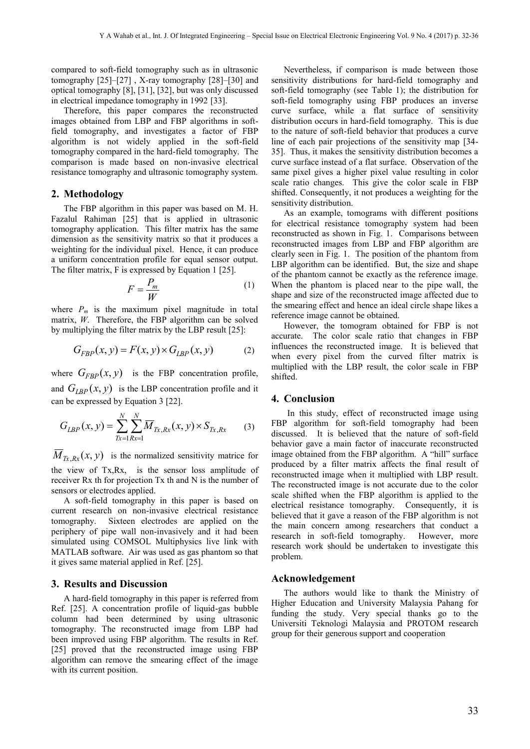compared to soft-field tomography such as in ultrasonic tomography [25]–[27] , X-ray tomography [28]–[30] and optical tomography [8], [31], [32], but was only discussed in electrical impedance tomography in 1992 [33].

Therefore, this paper compares the reconstructed images obtained from LBP and FBP algorithms in soft-field tomography, and investigates a factor of FBP algorithm is not widely applied in the soft-field tomography compared in the hard-field tomography. The comparison is made based on non-invasive electrical resistance tomography and ultrasonic tomography system.

## 2. Methodology

The FBP algorithm in this paper was based on M. H. Fazalul Rahiman [25] that is applied in ultrasonic tomography application. This filter matrix has the same dimension as the sensitivity matrix so that it produces a weighting for the individual pixel. Hence, it can produce a uniform concentration profile for equal sensor output. The filter matrix, F is expressed by Equation 1 [25].

$$F = \frac{P_m}{W} \tag{1}$$

where $P_m$ is the maximum pixel magnitude in total matrix, $W$. Therefore, the FBP algorithm can be solved by multiplying the filter matrix by the LBP result [25]:

$$G_{FBP}(x,y) = F(x,y) \times G_{LBP}(x,y) \tag{2}$$

where $G_{FBP}(x,y)$ is the FBP concentration profile, and $G_{LBP}(x,y)$ is the LBP concentration profile and it can be expressed by Equation 3 [22].

$$G_{LBP}(x,y) = \sum_{Tx=1}^{N} \sum_{Rx=1}^{N} \overline{M}_{Tx,Rx}(x,y) \times S_{Tx,Rx} \tag{3}$$

$\overline{M}_{Tx,Rx}(x,y)$ is the normalized sensitivity matrice for the view of Tx,Rx, is the sensor loss amplitude of receiver Rx th for projection Tx th and N is the number of sensors or electrodes applied.

A soft-field tomography in this paper is based on current research on non-invasive electrical resistance tomography. Sixteen electrodes are applied on the periphery of pipe wall non-invasively and it had been simulated using COMSOL Multiphysics live link with MATLAB software. Air was used as gas phantom so that it gives same material applied in Ref. [25].

## 3. Results and Discussion

A hard-field tomography in this paper is referred from Ref. [25]. A concentration profile of liquid-gas bubble column had been determined by using ultrasonic tomography. The reconstructed image from LBP had been improved using FBP algorithm. The results in Ref. [25] proved that the reconstructed image using FBP algorithm can remove the smearing effect of the image with its current position.

Nevertheless, if comparison is made between those sensitivity distributions for hard-field tomography and soft-field tomography (see Table 1); the distribution for soft-field tomography using FBP produces an inverse curve surface, while a flat surface of sensitivity distribution occurs in hard-field tomography. This is due to the nature of soft-field behavior that produces a curve line of each pair projections of the sensitivity map [34-35]. Thus, it makes the sensitivity distribution becomes a curve surface instead of a flat surface. Observation of the same pixel gives a higher pixel value resulting in color scale ratio changes. This give the color scale in FBP shifted. Consequently, it not produces a weighting for the sensitivity distribution.

As an example, tomograms with different positions for electrical resistance tomography system had been reconstructed as shown in Fig. 1. Comparisons between reconstructed images from LBP and FBP algorithm are clearly seen in Fig. 1. The position of the phantom from LBP algorithm can be identified. But, the size and shape of the phantom cannot be exactly as the reference image. When the phantom is placed near to the pipe wall, the shape and size of the reconstructed image affected due to the smearing effect and hence an ideal circle shape likes a reference image cannot be obtained.

However, the tomogram obtained for FBP is not accurate. The color scale ratio that changes in FBP influences the reconstructed image. It is believed that when every pixel from the curved filter matrix is multiplied with the LBP result, the color scale in FBP shifted.

## 4. Conclusion

In this study, effect of reconstructed image using FBP algorithm for soft-field tomography had been discussed. It is believed that the nature of soft-field behavior gave a main factor of inaccurate reconstructed image obtained from the FBP algorithm. A "hill" surface produced by a filter matrix affects the final result of reconstructed image when it multiplied with LBP result. The reconstructed image is not accurate due to the color scale shifted when the FBP algorithm is applied to the electrical resistance tomography. Consequently, it is believed that it gave a reason of the FBP algorithm is not the main concern among researchers that conduct a research in soft-field tomography. However, more research work should be undertaken to investigate this problem.

## Acknowledgement

The authors would like to thank the Ministry of Higher Education and University Malaysia Pahang for funding the study. Very special thanks go to the Universiti Teknologi Malaysia and PROTOM research group for their generous support and cooperation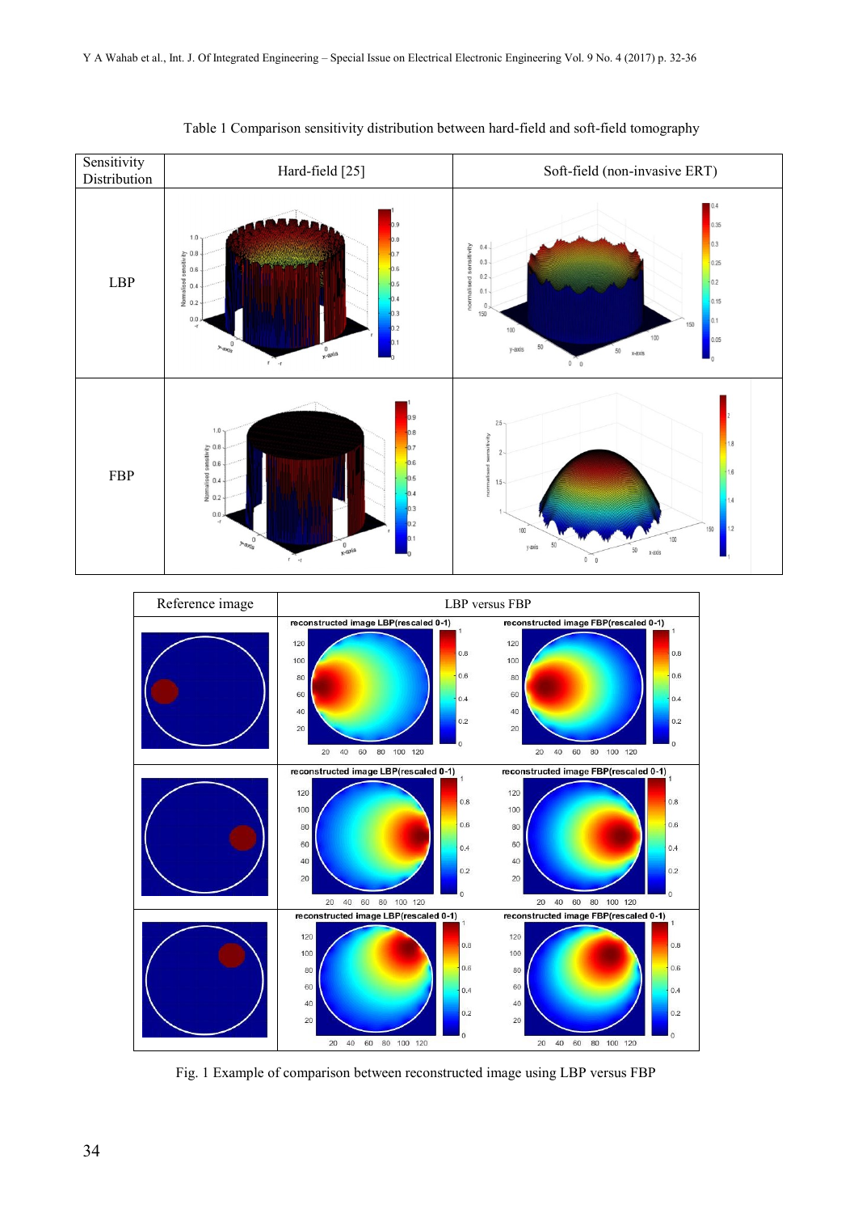Table 1 Comparison sensitivity distribution between hard-field and soft-field tomography

| Sensitivity Distribution | Hard-field [25] | Soft-field (non-invasive ERT) |
|---|---|---|
| LBP | | |
| FBP | | |

| Reference image | LBP versus FBP | |
|---|---|---|
| | | |
| | | |
| | | |

Fig. 1 Example of comparison between reconstructed image using LBP versus FBP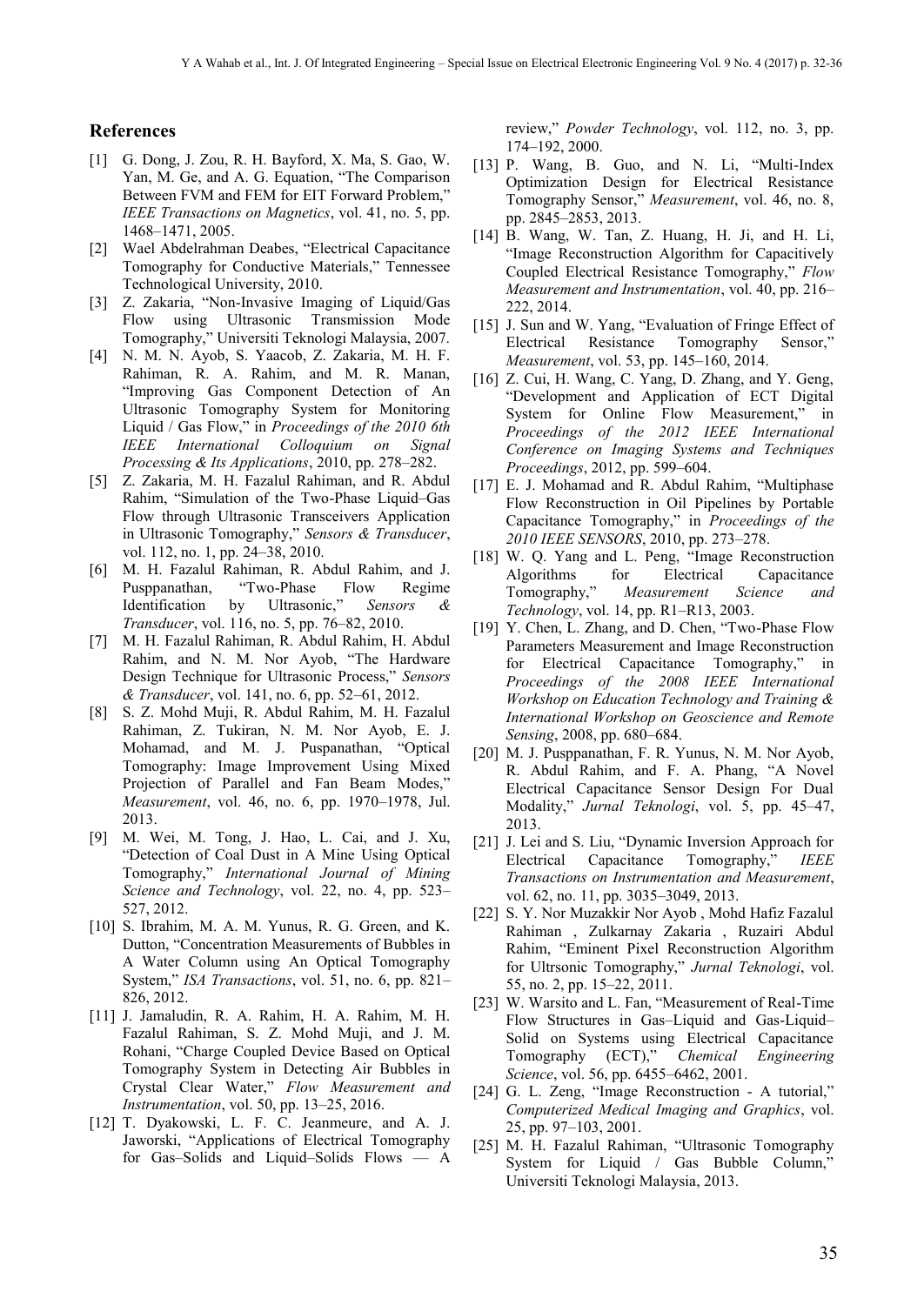## References

[1] G. Dong, J. Zou, R. H. Bayford, X. Ma, S. Gao, W. Yan, M. Ge, and A. G. Equation, "The Comparison Between FVM and FEM for EIT Forward Problem," *IEEE Transactions on Magnetics*, vol. 41, no. 5, pp. 1468–1471, 2005.

[2] Wael Abdelrahman Deabes, "Electrical Capacitance Tomography for Conductive Materials," Tennessee Technological University, 2010.

[3] Z. Zakaria, "Non-Invasive Imaging of Liquid/Gas Flow using Ultrasonic Transmission Mode Tomography," Universiti Teknologi Malaysia, 2007.

[4] N. M. N. Ayob, S. Yaacob, Z. Zakaria, M. H. F. Rahiman, R. A. Rahim, and M. R. Manan, "Improving Gas Component Detection of An Ultrasonic Tomography System for Monitoring Liquid / Gas Flow," in *Proceedings of the 2010 6th IEEE International Colloquium on Signal Processing & Its Applications*, 2010, pp. 278–282.

[5] Z. Zakaria, M. H. Fazalul Rahiman, and R. Abdul Rahim, "Simulation of the Two-Phase Liquid–Gas Flow through Ultrasonic Transceivers Application in Ultrasonic Tomography," *Sensors & Transducer*, vol. 112, no. 1, pp. 24–38, 2010.

[6] M. H. Fazalul Rahiman, R. Abdul Rahim, and J. Pusppanathan, "Two-Phase Flow Regime Identification by Ultrasonic," *Sensors & Transducer*, vol. 116, no. 5, pp. 76–82, 2010.

[7] M. H. Fazalul Rahiman, R. Abdul Rahim, H. Abdul Rahim, and N. M. Nor Ayob, "The Hardware Design Technique for Ultrasonic Process," *Sensors & Transducer*, vol. 141, no. 6, pp. 52–61, 2012.

[8] S. Z. Mohd Muji, R. Abdul Rahim, M. H. Fazalul Rahiman, Z. Tukiran, N. M. Nor Ayob, E. J. Mohamad, and M. J. Puspanathan, "Optical Tomography: Image Improvement Using Mixed Projection of Parallel and Fan Beam Modes," *Measurement*, vol. 46, no. 6, pp. 1970–1978, Jul. 2013.

[9] M. Wei, M. Tong, J. Hao, L. Cai, and J. Xu, "Detection of Coal Dust in A Mine Using Optical Tomography," *International Journal of Mining Science and Technology*, vol. 22, no. 4, pp. 523–527, 2012.

[10] S. Ibrahim, M. A. M. Yunus, R. G. Green, and K. Dutton, "Concentration Measurements of Bubbles in A Water Column using An Optical Tomography System," *ISA Transactions*, vol. 51, no. 6, pp. 821–826, 2012.

[11] J. Jamaludin, R. A. Rahim, H. A. Rahim, M. H. Fazalul Rahiman, S. Z. Mohd Muji, and J. M. Rohani, "Charge Coupled Device Based on Optical Tomography System in Detecting Air Bubbles in Crystal Clear Water," *Flow Measurement and Instrumentation*, vol. 50, pp. 13–25, 2016.

[12] T. Dyakowski, L. F. C. Jeanmeure, and A. J. Jaworski, "Applications of Electrical Tomography for Gas–Solids and Liquid–Solids Flows — A review," *Powder Technology*, vol. 112, no. 3, pp. 174–192, 2000.

[13] P. Wang, B. Guo, and N. Li, "Multi-Index Optimization Design for Electrical Resistance Tomography Sensor," *Measurement*, vol. 46, no. 8, pp. 2845–2853, 2013.

[14] B. Wang, W. Tan, Z. Huang, H. Ji, and H. Li, "Image Reconstruction Algorithm for Capacitively Coupled Electrical Resistance Tomography," *Flow Measurement and Instrumentation*, vol. 40, pp. 216–222, 2014.

[15] J. Sun and W. Yang, "Evaluation of Fringe Effect of Electrical Resistance Tomography Sensor," *Measurement*, vol. 53, pp. 145–160, 2014.

[16] Z. Cui, H. Wang, C. Yang, D. Zhang, and Y. Geng, "Development and Application of ECT Digital System for Online Flow Measurement," in *Proceedings of the 2012 IEEE International Conference on Imaging Systems and Techniques Proceedings*, 2012, pp. 599–604.

[17] E. J. Mohamad and R. Abdul Rahim, "Multiphase Flow Reconstruction in Oil Pipelines by Portable Capacitance Tomography," in *Proceedings of the 2010 IEEE SENSORS*, 2010, pp. 273–278.

[18] W. Q. Yang and L. Peng, "Image Reconstruction Algorithms for Electrical Capacitance Tomography," *Measurement Science and Technology*, vol. 14, pp. R1–R13, 2003.

[19] Y. Chen, L. Zhang, and D. Chen, "Two-Phase Flow Parameters Measurement and Image Reconstruction for Electrical Capacitance Tomography," in *Proceedings of the 2008 IEEE International Workshop on Education Technology and Training & International Workshop on Geoscience and Remote Sensing*, 2008, pp. 680–684.

[20] M. J. Pusppanathan, F. R. Yunus, N. M. Nor Ayob, R. Abdul Rahim, and F. A. Phang, "A Novel Electrical Capacitance Sensor Design For Dual Modality," *Jurnal Teknologi*, vol. 5, pp. 45–47, 2013.

[21] J. Lei and S. Liu, "Dynamic Inversion Approach for Electrical Capacitance Tomography," *IEEE Transactions on Instrumentation and Measurement*, vol. 62, no. 11, pp. 3035–3049, 2013.

[22] S. Y. Nor Muzakkir Nor Ayob , Mohd Hafiz Fazalul Rahiman , Zulkarnay Zakaria , Ruzairi Abdul Rahim, "Eminent Pixel Reconstruction Algorithm for Ultrsonic Tomography," *Jurnal Teknologi*, vol. 55, no. 2, pp. 15–22, 2011.

[23] W. Warsito and L. Fan, "Measurement of Real-Time Flow Structures in Gas–Liquid and Gas-Liquid–Solid on Systems using Electrical Capacitance Tomography (ECT)," *Chemical Engineering Science*, vol. 56, pp. 6455–6462, 2001.

[24] G. L. Zeng, "Image Reconstruction - A tutorial," *Computerized Medical Imaging and Graphics*, vol. 25, pp. 97–103, 2001.

[25] M. H. Fazalul Rahiman, "Ultrasonic Tomography System for Liquid / Gas Bubble Column," Universiti Teknologi Malaysia, 2013.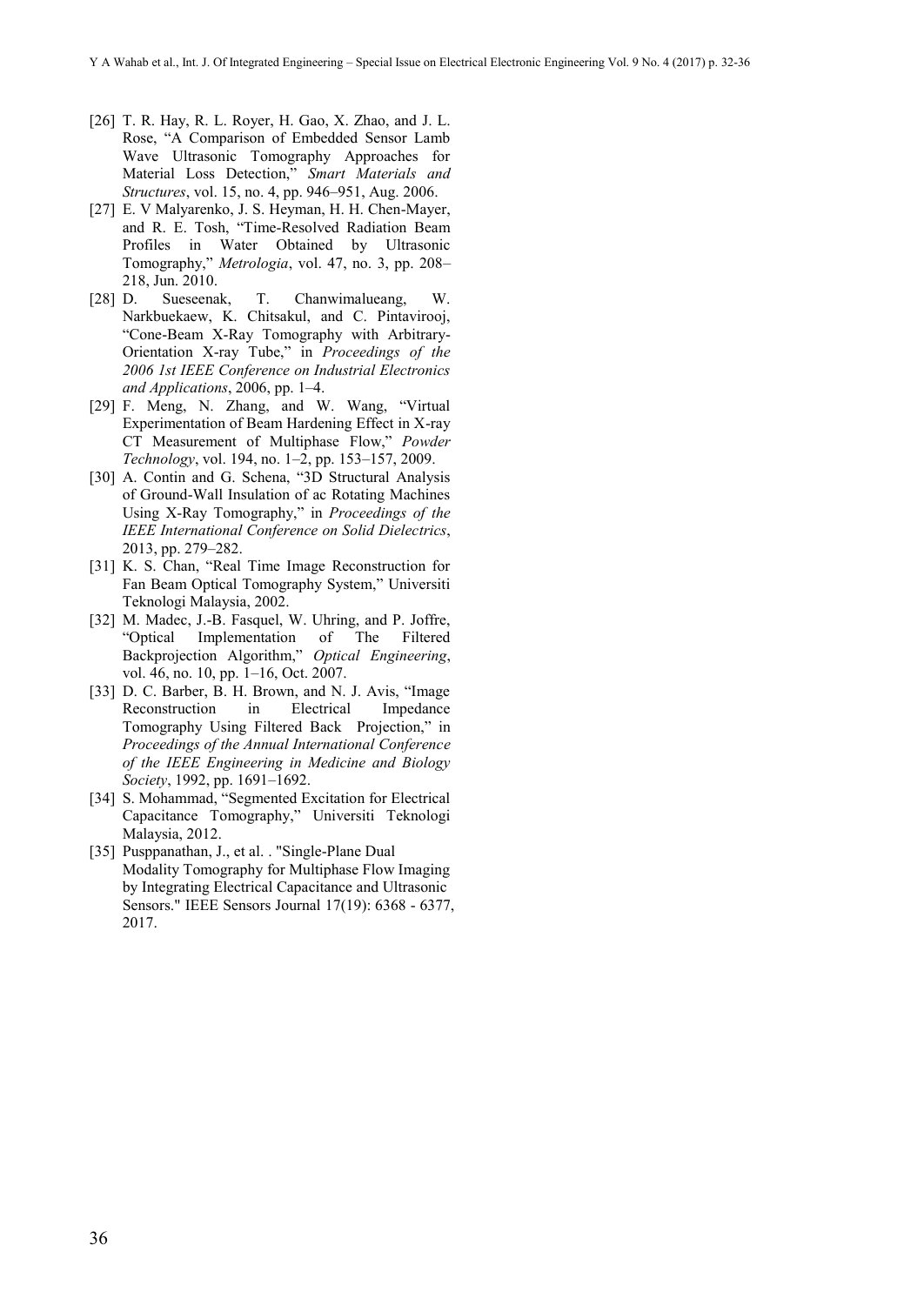[26] T. R. Hay, R. L. Royer, H. Gao, X. Zhao, and J. L. Rose, "A Comparison of Embedded Sensor Lamb Wave Ultrasonic Tomography Approaches for Material Loss Detection," *Smart Materials and Structures*, vol. 15, no. 4, pp. 946–951, Aug. 2006.

[27] E. V Malyarenko, J. S. Heyman, H. H. Chen-Mayer, and R. E. Tosh, "Time-Resolved Radiation Beam Profiles in Water Obtained by Ultrasonic Tomography," *Metrologia*, vol. 47, no. 3, pp. 208–218, Jun. 2010.

[28] D. Sueseenak, T. Chanwimalueang, W. Narkbuekaew, K. Chitsakul, and C. Pintavirooj, "Cone-Beam X-Ray Tomography with Arbitrary-Orientation X-ray Tube," in *Proceedings of the 2006 1st IEEE Conference on Industrial Electronics and Applications*, 2006, pp. 1–4.

[29] F. Meng, N. Zhang, and W. Wang, "Virtual Experimentation of Beam Hardening Effect in X-ray CT Measurement of Multiphase Flow," *Powder Technology*, vol. 194, no. 1–2, pp. 153–157, 2009.

[30] A. Contin and G. Schena, "3D Structural Analysis of Ground-Wall Insulation of ac Rotating Machines Using X-Ray Tomography," in *Proceedings of the IEEE International Conference on Solid Dielectrics*, 2013, pp. 279–282.

[31] K. S. Chan, "Real Time Image Reconstruction for Fan Beam Optical Tomography System," Universiti Teknologi Malaysia, 2002.

[32] M. Madec, J.-B. Fasquel, W. Uhring, and P. Joffre, "Optical Implementation of The Filtered Backprojection Algorithm," *Optical Engineering*, vol. 46, no. 10, pp. 1–16, Oct. 2007.

[33] D. C. Barber, B. H. Brown, and N. J. Avis, "Image Reconstruction in Electrical Impedance Tomography Using Filtered Back Projection," in *Proceedings of the Annual International Conference of the IEEE Engineering in Medicine and Biology Society*, 1992, pp. 1691–1692.

[34] S. Mohammad, "Segmented Excitation for Electrical Capacitance Tomography," Universiti Teknologi Malaysia, 2012.

[35] Pusppanathan, J., et al. . "Single-Plane Dual Modality Tomography for Multiphase Flow Imaging by Integrating Electrical Capacitance and Ultrasonic Sensors." IEEE Sensors Journal 17(19): 6368 - 6377, 2017.